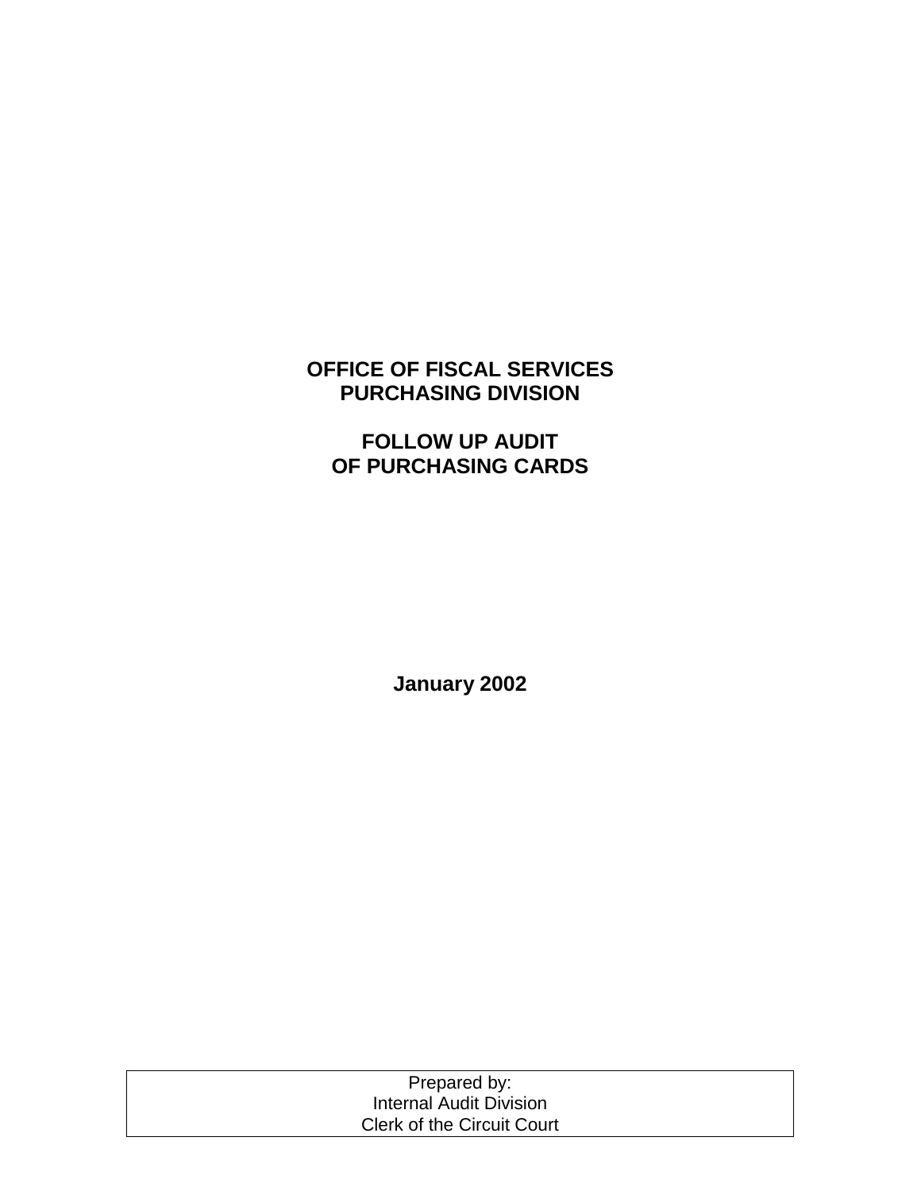# OFFICE OF FISCAL SERVICES
# PURCHASING DIVISION

# FOLLOW UP AUDIT
# OF PURCHASING CARDS

**January 2002**

| Prepared by: |
| --- |
| Internal Audit Division |
| Clerk of the Circuit Court |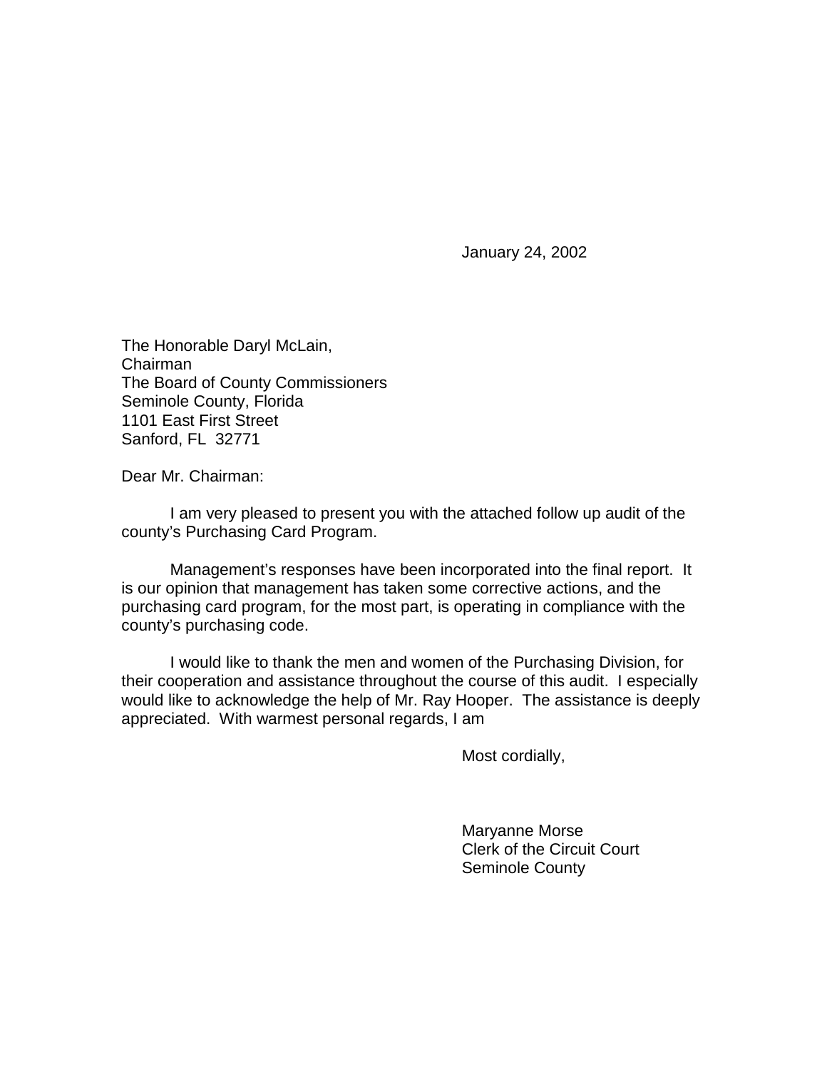January 24, 2002

The Honorable Daryl McLain,
Chairman
The Board of County Commissioners
Seminole County, Florida
1101 East First Street
Sanford, FL 32771

Dear Mr. Chairman:

I am very pleased to present you with the attached follow up audit of the county's Purchasing Card Program.

Management's responses have been incorporated into the final report. It is our opinion that management has taken some corrective actions, and the purchasing card program, for the most part, is operating in compliance with the county's purchasing code.

I would like to thank the men and women of the Purchasing Division, for their cooperation and assistance throughout the course of this audit. I especially would like to acknowledge the help of Mr. Ray Hooper. The assistance is deeply appreciated. With warmest personal regards, I am

Most cordially,

Maryanne Morse
Clerk of the Circuit Court
Seminole County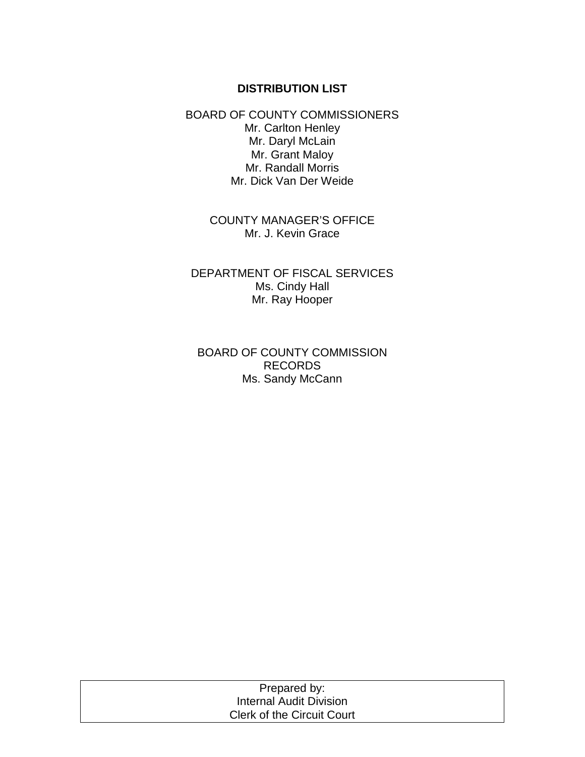## DISTRIBUTION LIST

BOARD OF COUNTY COMMISSIONERS
Mr. Carlton Henley
Mr. Daryl McLain
Mr. Grant Maloy
Mr. Randall Morris
Mr. Dick Van Der Weide

COUNTY MANAGER'S OFFICE
Mr. J. Kevin Grace

DEPARTMENT OF FISCAL SERVICES
Ms. Cindy Hall
Mr. Ray Hooper

BOARD OF COUNTY COMMISSION RECORDS
Ms. Sandy McCann

Prepared by:
Internal Audit Division
Clerk of the Circuit Court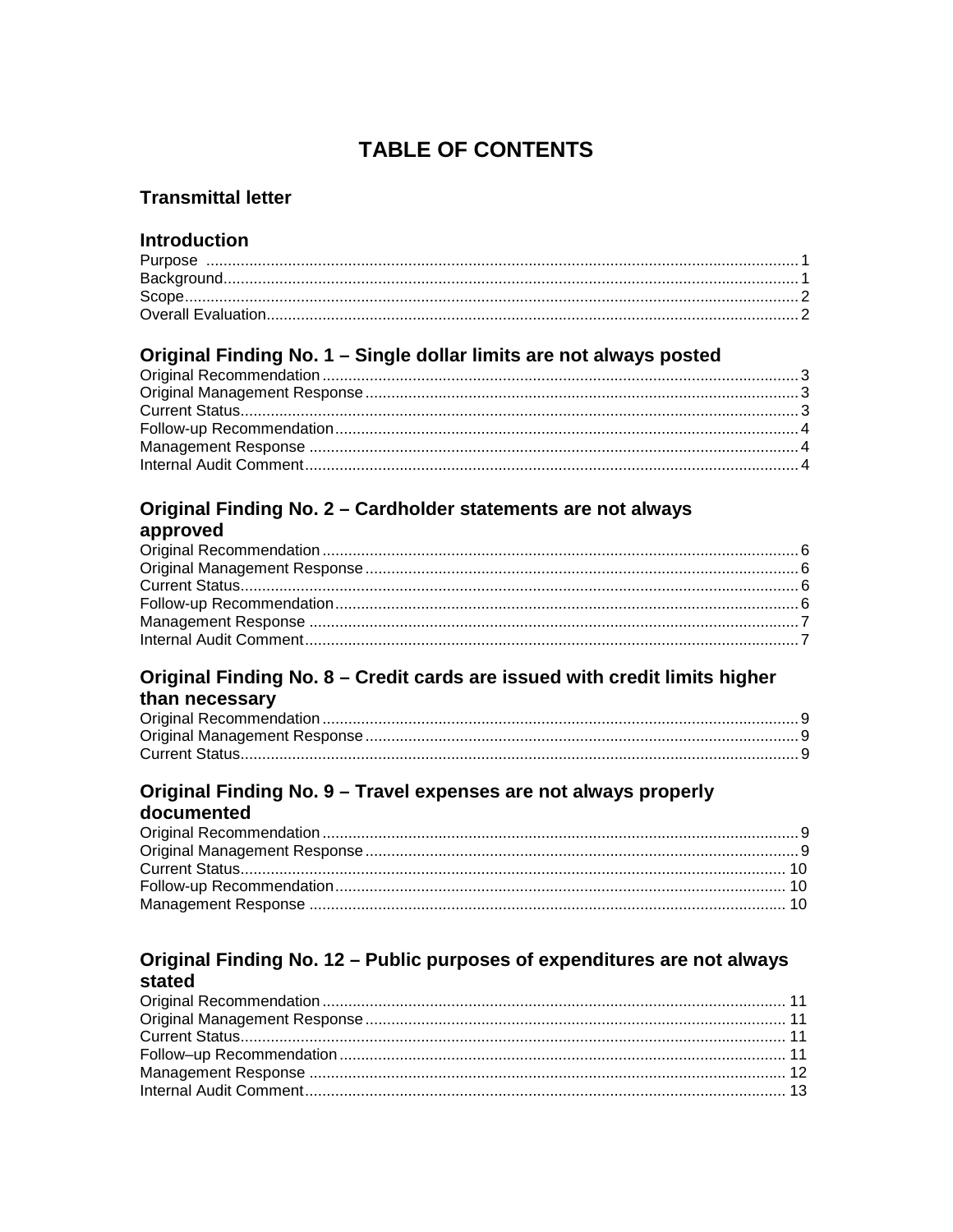# TABLE OF CONTENTS

## Transmittal letter

## Introduction

Purpose .......... 1
Background .......... 1
Scope .......... 2
Overall Evaluation .......... 2

## Original Finding No. 1 – Single dollar limits are not always posted

Original Recommendation .......... 3
Original Management Response .......... 3
Current Status .......... 3
Follow-up Recommendation .......... 4
Management Response .......... 4
Internal Audit Comment .......... 4

## Original Finding No. 2 – Cardholder statements are not always approved

Original Recommendation .......... 6
Original Management Response .......... 6
Current Status .......... 6
Follow-up Recommendation .......... 6
Management Response .......... 7
Internal Audit Comment .......... 7

## Original Finding No. 8 – Credit cards are issued with credit limits higher than necessary

Original Recommendation .......... 9
Original Management Response .......... 9
Current Status .......... 9

## Original Finding No. 9 – Travel expenses are not always properly documented

Original Recommendation .......... 9
Original Management Response .......... 9
Current Status .......... 10
Follow-up Recommendation .......... 10
Management Response .......... 10

## Original Finding No. 12 – Public purposes of expenditures are not always stated

Original Recommendation .......... 11
Original Management Response .......... 11
Current Status .......... 11
Follow–up Recommendation .......... 11
Management Response .......... 12
Internal Audit Comment .......... 13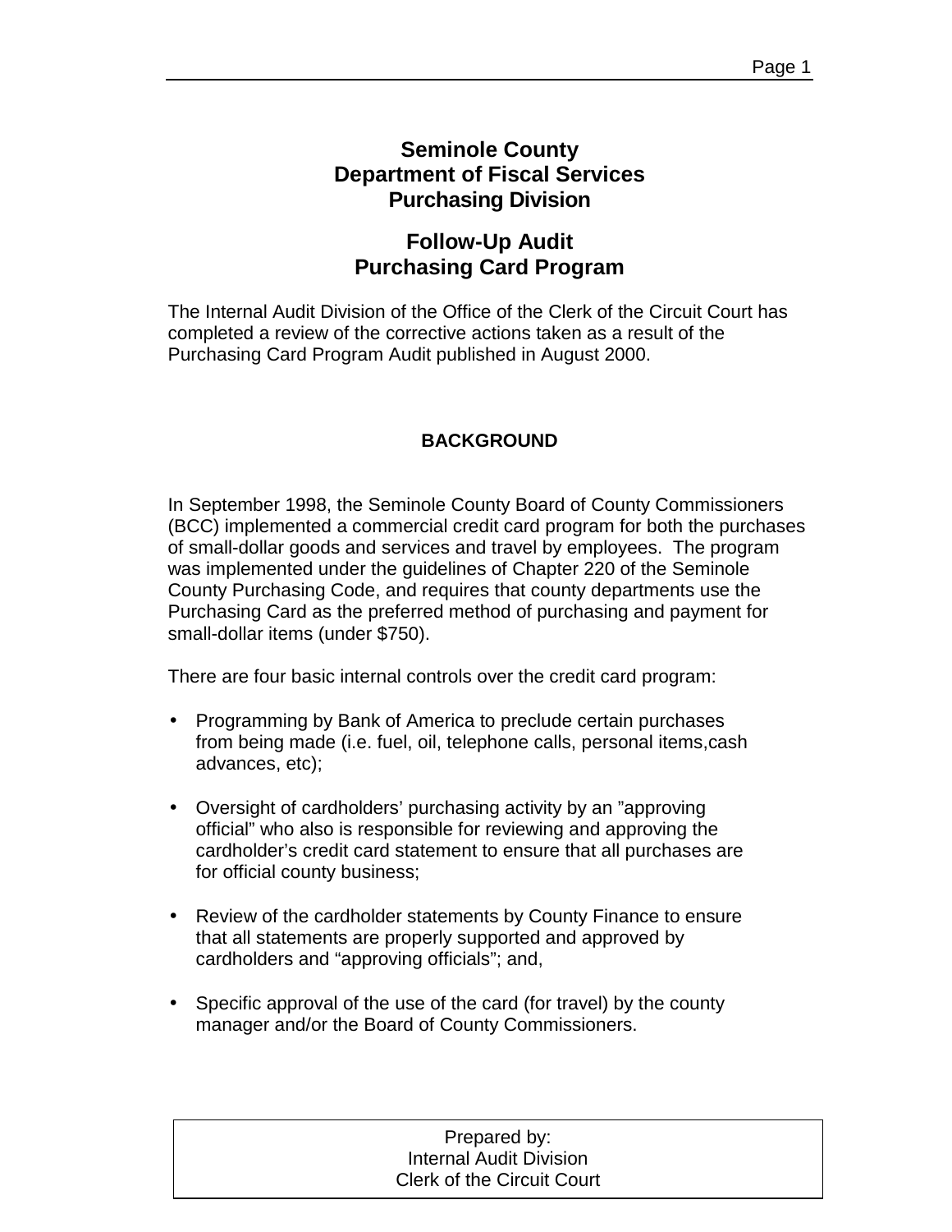# Seminole County
# Department of Fiscal Services
# Purchasing Division

## Follow-Up Audit
## Purchasing Card Program

The Internal Audit Division of the Office of the Clerk of the Circuit Court has completed a review of the corrective actions taken as a result of the Purchasing Card Program Audit published in August 2000.

### BACKGROUND

In September 1998, the Seminole County Board of County Commissioners (BCC) implemented a commercial credit card program for both the purchases of small-dollar goods and services and travel by employees. The program was implemented under the guidelines of Chapter 220 of the Seminole County Purchasing Code, and requires that county departments use the Purchasing Card as the preferred method of purchasing and payment for small-dollar items (under $750).

There are four basic internal controls over the credit card program:

- Programming by Bank of America to preclude certain purchases from being made (i.e. fuel, oil, telephone calls, personal items,cash advances, etc);
- Oversight of cardholders' purchasing activity by an "approving official" who also is responsible for reviewing and approving the cardholder's credit card statement to ensure that all purchases are for official county business;
- Review of the cardholder statements by County Finance to ensure that all statements are properly supported and approved by cardholders and "approving officials"; and,
- Specific approval of the use of the card (for travel) by the county manager and/or the Board of County Commissioners.

Prepared by:
Internal Audit Division
Clerk of the Circuit Court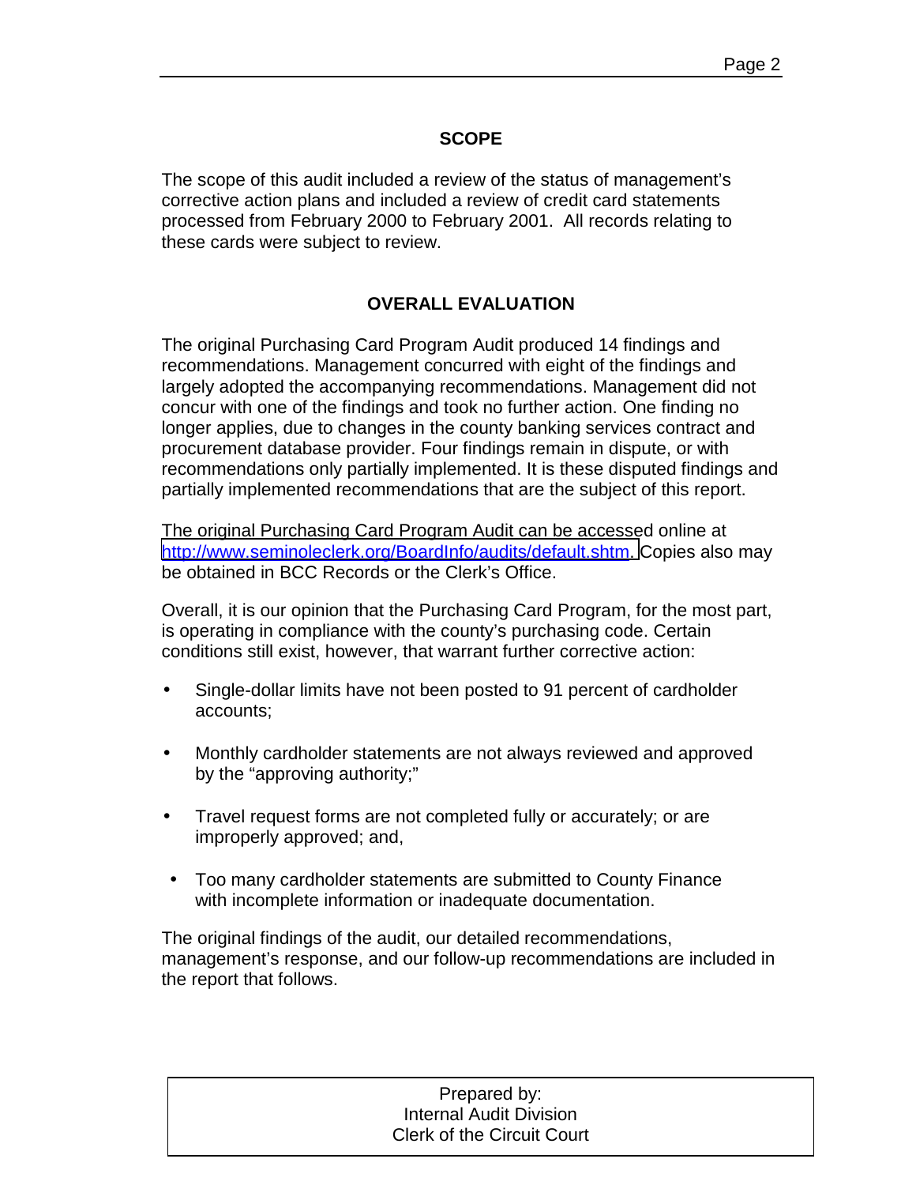## SCOPE

The scope of this audit included a review of the status of management's corrective action plans and included a review of credit card statements processed from February 2000 to February 2001. All records relating to these cards were subject to review.

## OVERALL EVALUATION

The original Purchasing Card Program Audit produced 14 findings and recommendations. Management concurred with eight of the findings and largely adopted the accompanying recommendations. Management did not concur with one of the findings and took no further action. One finding no longer applies, due to changes in the county banking services contract and procurement database provider. Four findings remain in dispute, or with recommendations only partially implemented. It is these disputed findings and partially implemented recommendations that are the subject of this report.

The original Purchasing Card Program Audit can be accessed online at http://www.seminoleclerk.org/BoardInfo/audits/default.shtm. Copies also may be obtained in BCC Records or the Clerk's Office.

Overall, it is our opinion that the Purchasing Card Program, for the most part, is operating in compliance with the county's purchasing code. Certain conditions still exist, however, that warrant further corrective action:

- Single-dollar limits have not been posted to 91 percent of cardholder accounts;
- Monthly cardholder statements are not always reviewed and approved by the "approving authority;"
- Travel request forms are not completed fully or accurately; or are improperly approved; and,
- Too many cardholder statements are submitted to County Finance with incomplete information or inadequate documentation.

The original findings of the audit, our detailed recommendations, management's response, and our follow-up recommendations are included in the report that follows.

Prepared by:
Internal Audit Division
Clerk of the Circuit Court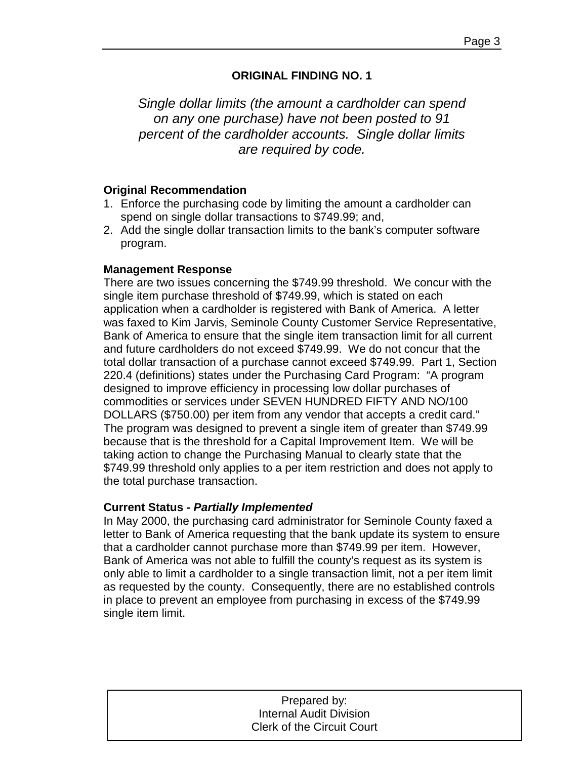## ORIGINAL FINDING NO. 1

*Single dollar limits (the amount a cardholder can spend on any one purchase) have not been posted to 91 percent of the cardholder accounts. Single dollar limits are required by code.*

**Original Recommendation**

1. Enforce the purchasing code by limiting the amount a cardholder can spend on single dollar transactions to $749.99; and,
2. Add the single dollar transaction limits to the bank's computer software program.

**Management Response**

There are two issues concerning the $749.99 threshold. We concur with the single item purchase threshold of $749.99, which is stated on each application when a cardholder is registered with Bank of America. A letter was faxed to Kim Jarvis, Seminole County Customer Service Representative, Bank of America to ensure that the single item transaction limit for all current and future cardholders do not exceed $749.99. We do not concur that the total dollar transaction of a purchase cannot exceed $749.99. Part 1, Section 220.4 (definitions) states under the Purchasing Card Program: "A program designed to improve efficiency in processing low dollar purchases of commodities or services under SEVEN HUNDRED FIFTY AND NO/100 DOLLARS ($750.00) per item from any vendor that accepts a credit card." The program was designed to prevent a single item of greater than $749.99 because that is the threshold for a Capital Improvement Item. We will be taking action to change the Purchasing Manual to clearly state that the $749.99 threshold only applies to a per item restriction and does not apply to the total purchase transaction.

**Current Status - *Partially Implemented***

In May 2000, the purchasing card administrator for Seminole County faxed a letter to Bank of America requesting that the bank update its system to ensure that a cardholder cannot purchase more than $749.99 per item. However, Bank of America was not able to fulfill the county's request as its system is only able to limit a cardholder to a single transaction limit, not a per item limit as requested by the county. Consequently, there are no established controls in place to prevent an employee from purchasing in excess of the $749.99 single item limit.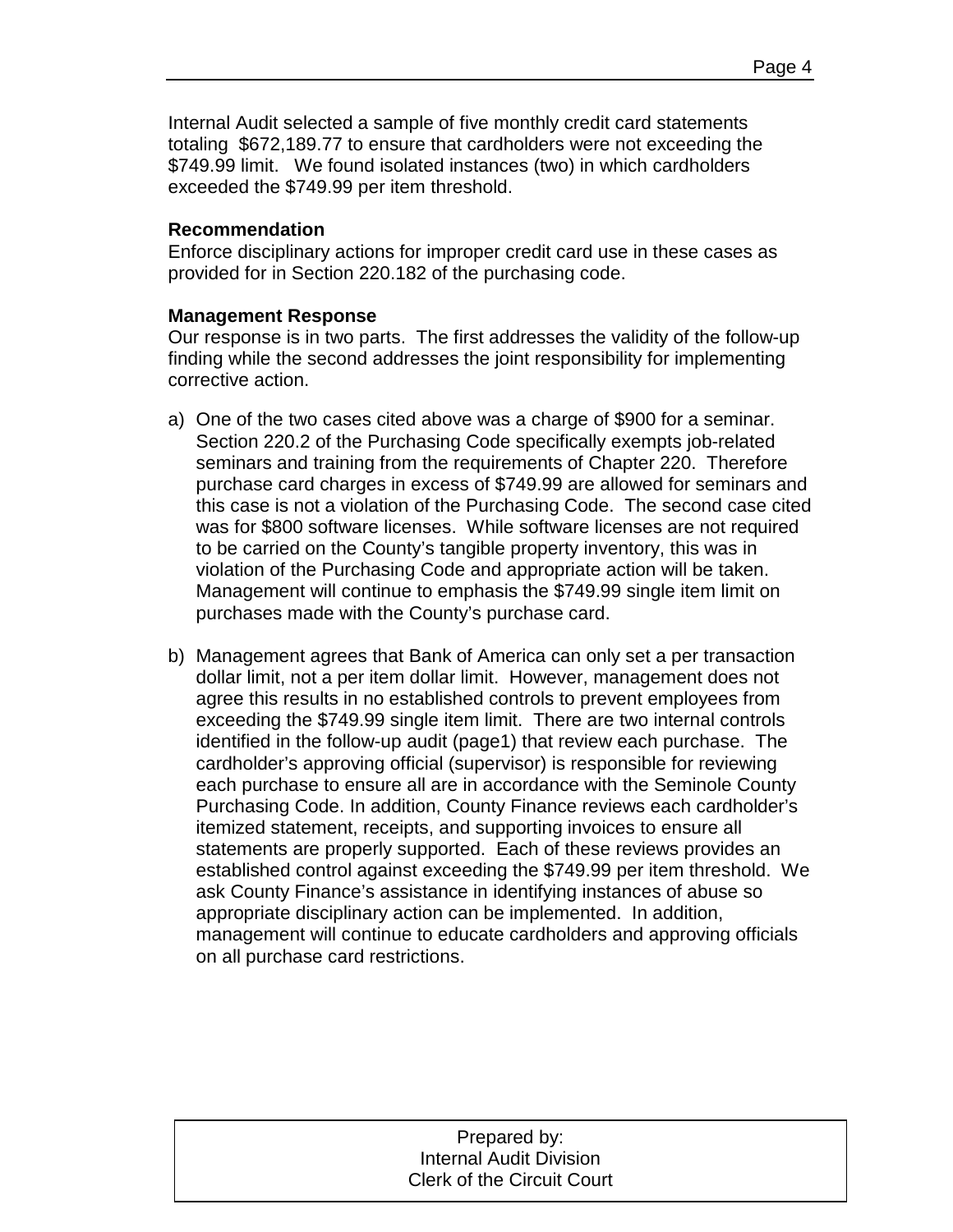Internal Audit selected a sample of five monthly credit card statements totaling $672,189.77 to ensure that cardholders were not exceeding the $749.99 limit. We found isolated instances (two) in which cardholders exceeded the $749.99 per item threshold.

**Recommendation**
Enforce disciplinary actions for improper credit card use in these cases as provided for in Section 220.182 of the purchasing code.

**Management Response**
Our response is in two parts. The first addresses the validity of the follow-up finding while the second addresses the joint responsibility for implementing corrective action.

a) One of the two cases cited above was a charge of $900 for a seminar. Section 220.2 of the Purchasing Code specifically exempts job-related seminars and training from the requirements of Chapter 220. Therefore purchase card charges in excess of $749.99 are allowed for seminars and this case is not a violation of the Purchasing Code. The second case cited was for $800 software licenses. While software licenses are not required to be carried on the County's tangible property inventory, this was in violation of the Purchasing Code and appropriate action will be taken. Management will continue to emphasis the $749.99 single item limit on purchases made with the County's purchase card.

b) Management agrees that Bank of America can only set a per transaction dollar limit, not a per item dollar limit. However, management does not agree this results in no established controls to prevent employees from exceeding the $749.99 single item limit. There are two internal controls identified in the follow-up audit (page1) that review each purchase. The cardholder's approving official (supervisor) is responsible for reviewing each purchase to ensure all are in accordance with the Seminole County Purchasing Code. In addition, County Finance reviews each cardholder's itemized statement, receipts, and supporting invoices to ensure all statements are properly supported. Each of these reviews provides an established control against exceeding the $749.99 per item threshold. We ask County Finance's assistance in identifying instances of abuse so appropriate disciplinary action can be implemented. In addition, management will continue to educate cardholders and approving officials on all purchase card restrictions.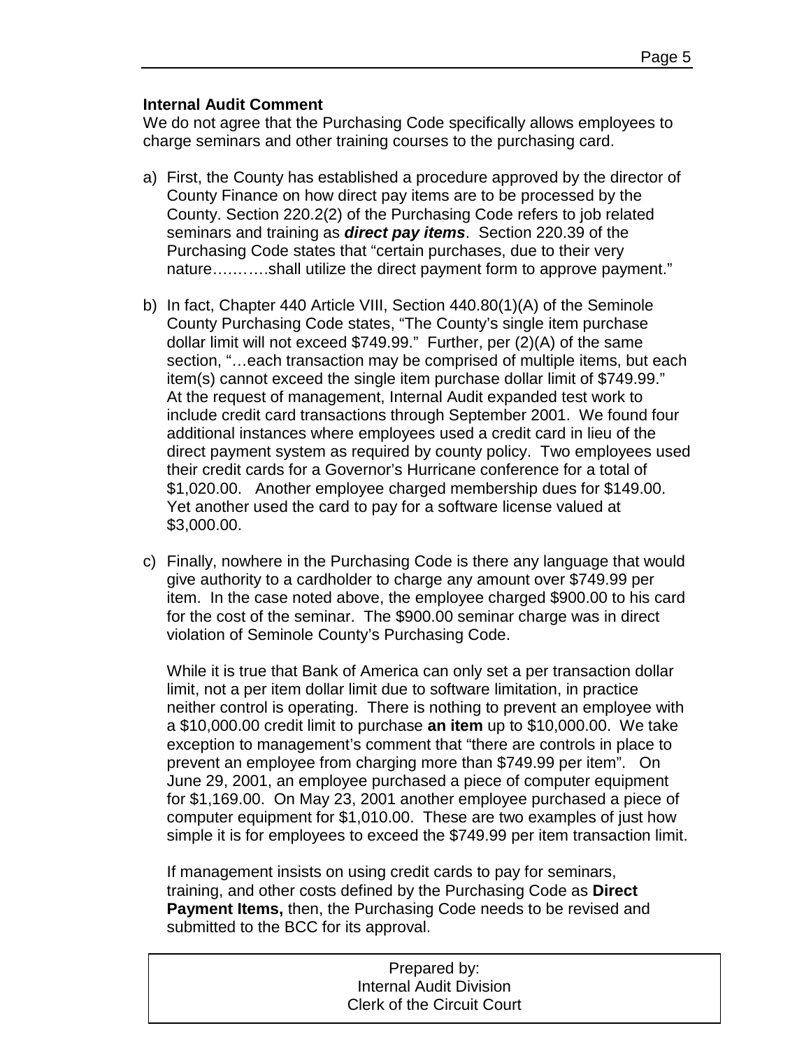**Internal Audit Comment**

We do not agree that the Purchasing Code specifically allows employees to charge seminars and other training courses to the purchasing card.

a) First, the County has established a procedure approved by the director of County Finance on how direct pay items are to be processed by the County. Section 220.2(2) of the Purchasing Code refers to job related seminars and training as ***direct pay items***. Section 220.39 of the Purchasing Code states that "certain purchases, due to their very nature……….shall utilize the direct payment form to approve payment."

b) In fact, Chapter 440 Article VIII, Section 440.80(1)(A) of the Seminole County Purchasing Code states, "The County's single item purchase dollar limit will not exceed $749.99." Further, per (2)(A) of the same section, "…each transaction may be comprised of multiple items, but each item(s) cannot exceed the single item purchase dollar limit of $749.99." At the request of management, Internal Audit expanded test work to include credit card transactions through September 2001. We found four additional instances where employees used a credit card in lieu of the direct payment system as required by county policy. Two employees used their credit cards for a Governor's Hurricane conference for a total of $1,020.00. Another employee charged membership dues for $149.00. Yet another used the card to pay for a software license valued at $3,000.00.

c) Finally, nowhere in the Purchasing Code is there any language that would give authority to a cardholder to charge any amount over $749.99 per item. In the case noted above, the employee charged $900.00 to his card for the cost of the seminar. The $900.00 seminar charge was in direct violation of Seminole County's Purchasing Code.

   While it is true that Bank of America can only set a per transaction dollar limit, not a per item dollar limit due to software limitation, in practice neither control is operating. There is nothing to prevent an employee with a $10,000.00 credit limit to purchase **an item** up to $10,000.00. We take exception to management's comment that "there are controls in place to prevent an employee from charging more than $749.99 per item". On June 29, 2001, an employee purchased a piece of computer equipment for $1,169.00. On May 23, 2001 another employee purchased a piece of computer equipment for $1,010.00. These are two examples of just how simple it is for employees to exceed the $749.99 per item transaction limit.

   If management insists on using credit cards to pay for seminars, training, and other costs defined by the Purchasing Code as **Direct Payment Items,** then, the Purchasing Code needs to be revised and submitted to the BCC for its approval.

Prepared by:
Internal Audit Division
Clerk of the Circuit Court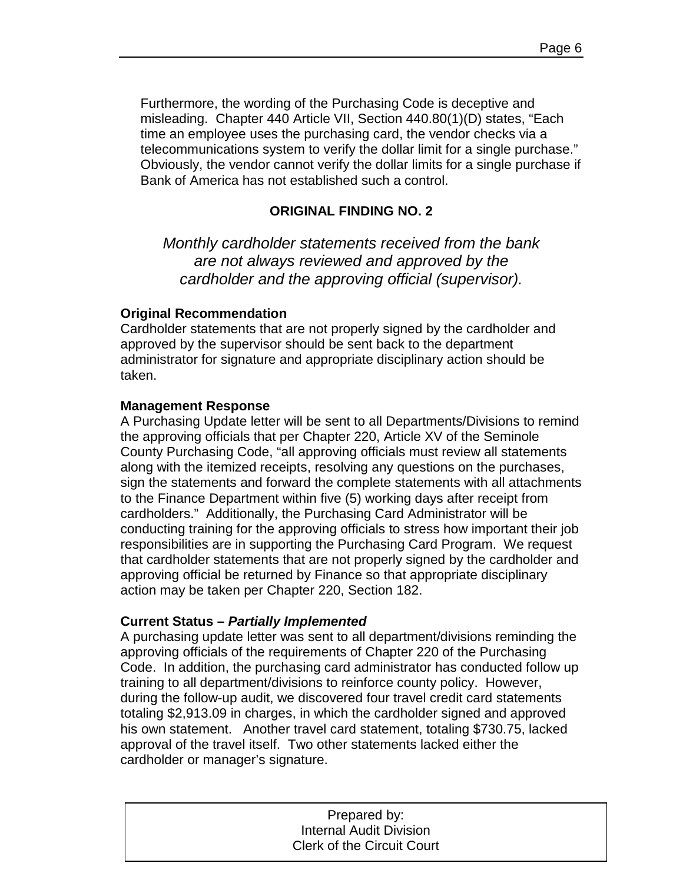Furthermore, the wording of the Purchasing Code is deceptive and misleading. Chapter 440 Article VII, Section 440.80(1)(D) states, "Each time an employee uses the purchasing card, the vendor checks via a telecommunications system to verify the dollar limit for a single purchase." Obviously, the vendor cannot verify the dollar limits for a single purchase if Bank of America has not established such a control.

## ORIGINAL FINDING NO. 2

*Monthly cardholder statements received from the bank are not always reviewed and approved by the cardholder and the approving official (supervisor).*

**Original Recommendation**
Cardholder statements that are not properly signed by the cardholder and approved by the supervisor should be sent back to the department administrator for signature and appropriate disciplinary action should be taken.

**Management Response**
A Purchasing Update letter will be sent to all Departments/Divisions to remind the approving officials that per Chapter 220, Article XV of the Seminole County Purchasing Code, "all approving officials must review all statements along with the itemized receipts, resolving any questions on the purchases, sign the statements and forward the complete statements with all attachments to the Finance Department within five (5) working days after receipt from cardholders." Additionally, the Purchasing Card Administrator will be conducting training for the approving officials to stress how important their job responsibilities are in supporting the Purchasing Card Program. We request that cardholder statements that are not properly signed by the cardholder and approving official be returned by Finance so that appropriate disciplinary action may be taken per Chapter 220, Section 182.

**Current Status – *Partially Implemented***
A purchasing update letter was sent to all department/divisions reminding the approving officials of the requirements of Chapter 220 of the Purchasing Code. In addition, the purchasing card administrator has conducted follow up training to all department/divisions to reinforce county policy. However, during the follow-up audit, we discovered four travel credit card statements totaling $2,913.09 in charges, in which the cardholder signed and approved his own statement. Another travel card statement, totaling $730.75, lacked approval of the travel itself. Two other statements lacked either the cardholder or manager's signature.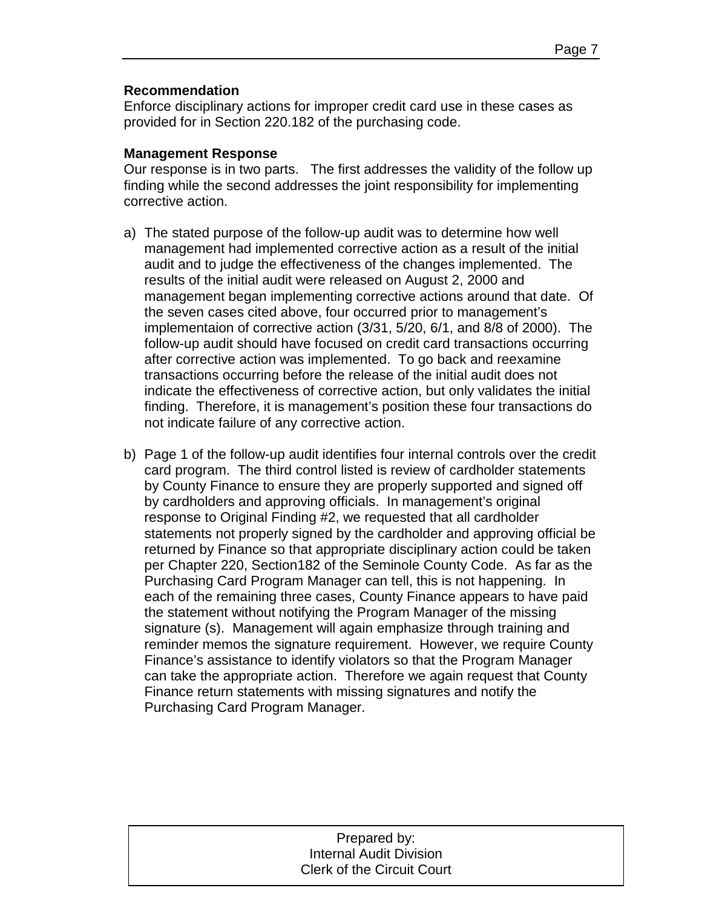**Recommendation**

Enforce disciplinary actions for improper credit card use in these cases as provided for in Section 220.182 of the purchasing code.

**Management Response**

Our response is in two parts. The first addresses the validity of the follow up finding while the second addresses the joint responsibility for implementing corrective action.

a) The stated purpose of the follow-up audit was to determine how well management had implemented corrective action as a result of the initial audit and to judge the effectiveness of the changes implemented. The results of the initial audit were released on August 2, 2000 and management began implementing corrective actions around that date. Of the seven cases cited above, four occurred prior to management's implementaion of corrective action (3/31, 5/20, 6/1, and 8/8 of 2000). The follow-up audit should have focused on credit card transactions occurring after corrective action was implemented. To go back and reexamine transactions occurring before the release of the initial audit does not indicate the effectiveness of corrective action, but only validates the initial finding. Therefore, it is management's position these four transactions do not indicate failure of any corrective action.

b) Page 1 of the follow-up audit identifies four internal controls over the credit card program. The third control listed is review of cardholder statements by County Finance to ensure they are properly supported and signed off by cardholders and approving officials. In management's original response to Original Finding #2, we requested that all cardholder statements not properly signed by the cardholder and approving official be returned by Finance so that appropriate disciplinary action could be taken per Chapter 220, Section182 of the Seminole County Code. As far as the Purchasing Card Program Manager can tell, this is not happening. In each of the remaining three cases, County Finance appears to have paid the statement without notifying the Program Manager of the missing signature (s). Management will again emphasize through training and reminder memos the signature requirement. However, we require County Finance's assistance to identify violators so that the Program Manager can take the appropriate action. Therefore we again request that County Finance return statements with missing signatures and notify the Purchasing Card Program Manager.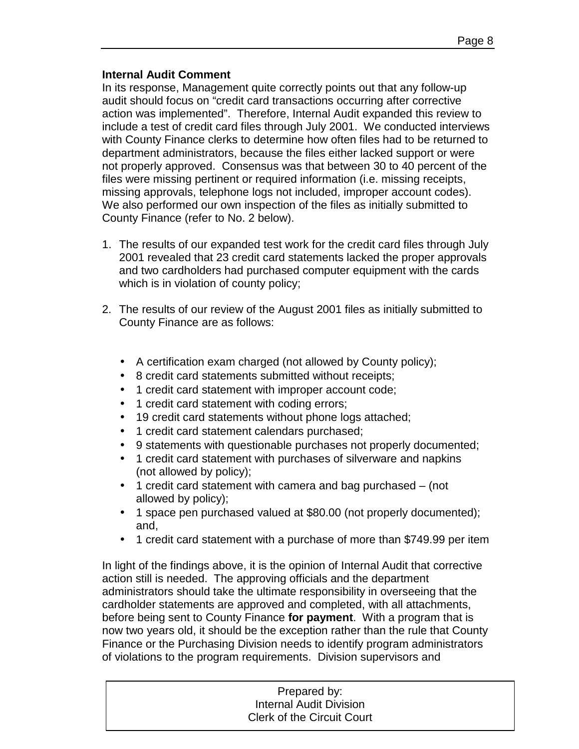**Internal Audit Comment**

In its response, Management quite correctly points out that any follow-up audit should focus on "credit card transactions occurring after corrective action was implemented". Therefore, Internal Audit expanded this review to include a test of credit card files through July 2001. We conducted interviews with County Finance clerks to determine how often files had to be returned to department administrators, because the files either lacked support or were not properly approved. Consensus was that between 30 to 40 percent of the files were missing pertinent or required information (i.e. missing receipts, missing approvals, telephone logs not included, improper account codes). We also performed our own inspection of the files as initially submitted to County Finance (refer to No. 2 below).

1. The results of our expanded test work for the credit card files through July 2001 revealed that 23 credit card statements lacked the proper approvals and two cardholders had purchased computer equipment with the cards which is in violation of county policy;

2. The results of our review of the August 2001 files as initially submitted to County Finance are as follows:

   - A certification exam charged (not allowed by County policy);
   - 8 credit card statements submitted without receipts;
   - 1 credit card statement with improper account code;
   - 1 credit card statement with coding errors;
   - 19 credit card statements without phone logs attached;
   - 1 credit card statement calendars purchased;
   - 9 statements with questionable purchases not properly documented;
   - 1 credit card statement with purchases of silverware and napkins (not allowed by policy);
   - 1 credit card statement with camera and bag purchased – (not allowed by policy);
   - 1 space pen purchased valued at $80.00 (not properly documented); and,
   - 1 credit card statement with a purchase of more than $749.99 per item

In light of the findings above, it is the opinion of Internal Audit that corrective action still is needed. The approving officials and the department administrators should take the ultimate responsibility in overseeing that the cardholder statements are approved and completed, with all attachments, before being sent to County Finance **for payment**. With a program that is now two years old, it should be the exception rather than the rule that County Finance or the Purchasing Division needs to identify program administrators of violations to the program requirements. Division supervisors and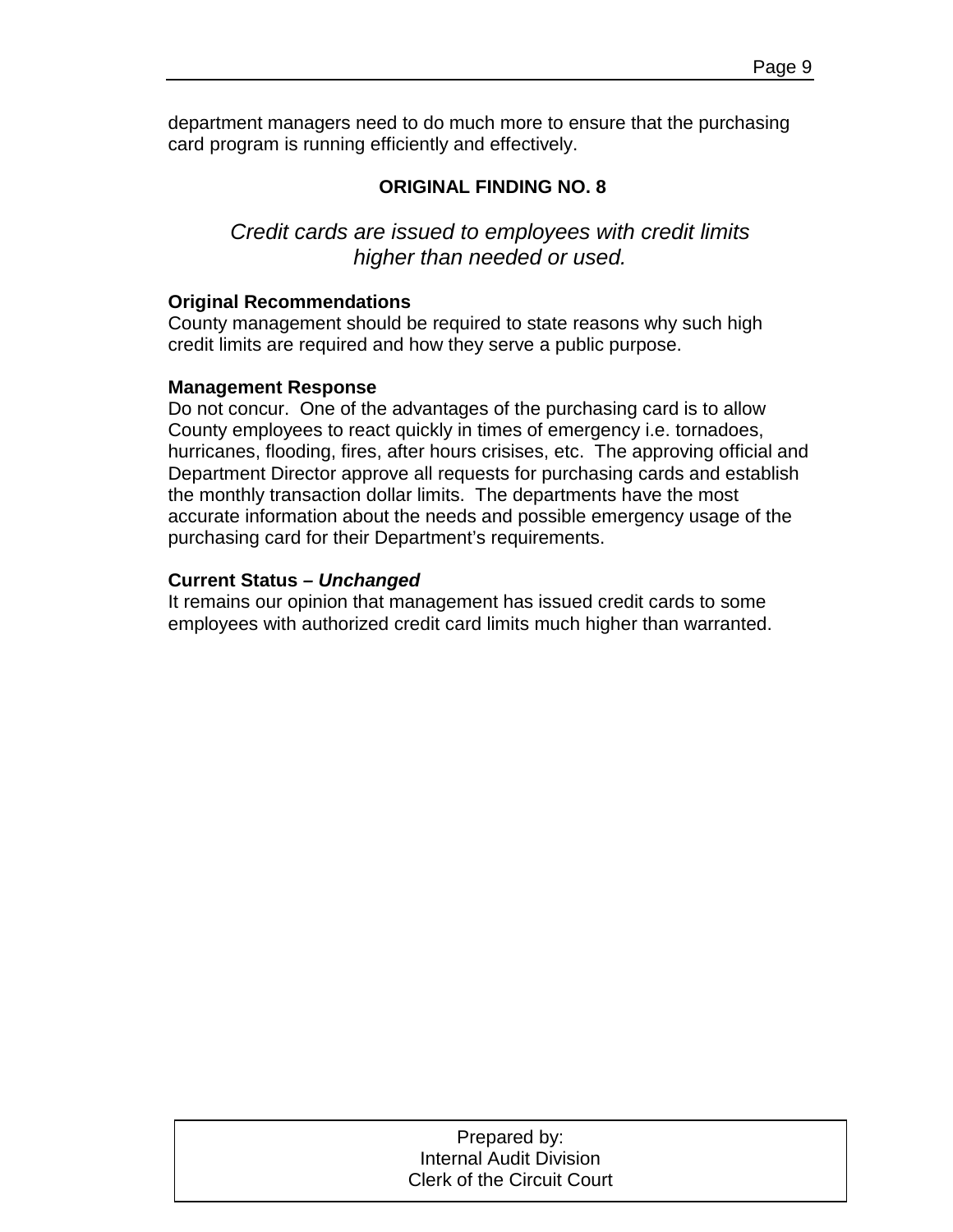department managers need to do much more to ensure that the purchasing card program is running efficiently and effectively.

## ORIGINAL FINDING NO. 8

*Credit cards are issued to employees with credit limits higher than needed or used.*

**Original Recommendations**
County management should be required to state reasons why such high credit limits are required and how they serve a public purpose.

**Management Response**
Do not concur. One of the advantages of the purchasing card is to allow County employees to react quickly in times of emergency i.e. tornadoes, hurricanes, flooding, fires, after hours crisises, etc. The approving official and Department Director approve all requests for purchasing cards and establish the monthly transaction dollar limits. The departments have the most accurate information about the needs and possible emergency usage of the purchasing card for their Department's requirements.

**Current Status – *Unchanged***
It remains our opinion that management has issued credit cards to some employees with authorized credit card limits much higher than warranted.

Prepared by:
Internal Audit Division
Clerk of the Circuit Court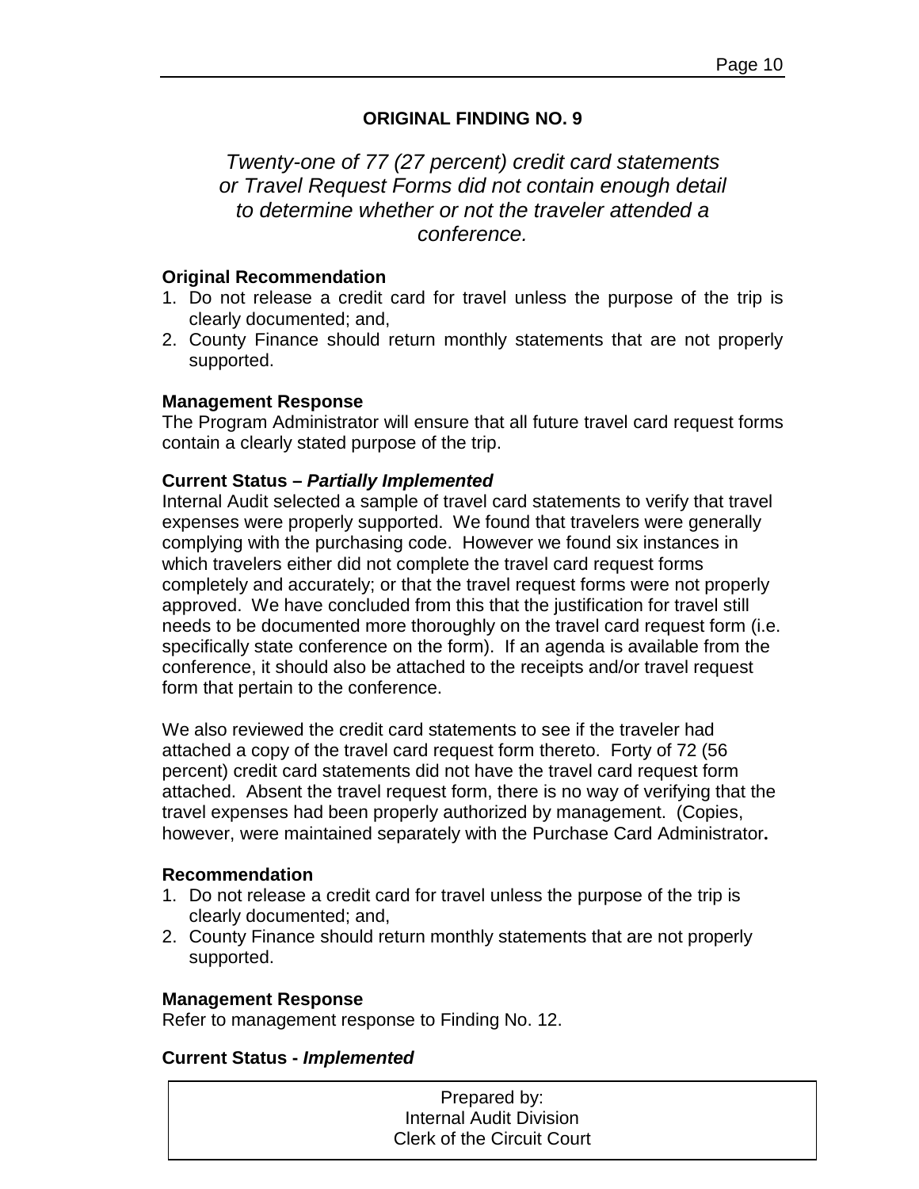## ORIGINAL FINDING NO. 9

*Twenty-one of 77 (27 percent) credit card statements or Travel Request Forms did not contain enough detail to determine whether or not the traveler attended a conference.*

**Original Recommendation**

1. Do not release a credit card for travel unless the purpose of the trip is clearly documented; and,
2. County Finance should return monthly statements that are not properly supported.

**Management Response**

The Program Administrator will ensure that all future travel card request forms contain a clearly stated purpose of the trip.

**Current Status –** ***Partially Implemented***

Internal Audit selected a sample of travel card statements to verify that travel expenses were properly supported. We found that travelers were generally complying with the purchasing code. However we found six instances in which travelers either did not complete the travel card request forms completely and accurately; or that the travel request forms were not properly approved. We have concluded from this that the justification for travel still needs to be documented more thoroughly on the travel card request form (i.e. specifically state conference on the form). If an agenda is available from the conference, it should also be attached to the receipts and/or travel request form that pertain to the conference.

We also reviewed the credit card statements to see if the traveler had attached a copy of the travel card request form thereto. Forty of 72 (56 percent) credit card statements did not have the travel card request form attached. Absent the travel request form, there is no way of verifying that the travel expenses had been properly authorized by management. (Copies, however, were maintained separately with the Purchase Card Administrator**.**

**Recommendation**

1. Do not release a credit card for travel unless the purpose of the trip is clearly documented; and,
2. County Finance should return monthly statements that are not properly supported.

**Management Response**

Refer to management response to Finding No. 12.

**Current Status -** ***Implemented***

Prepared by:
Internal Audit Division
Clerk of the Circuit Court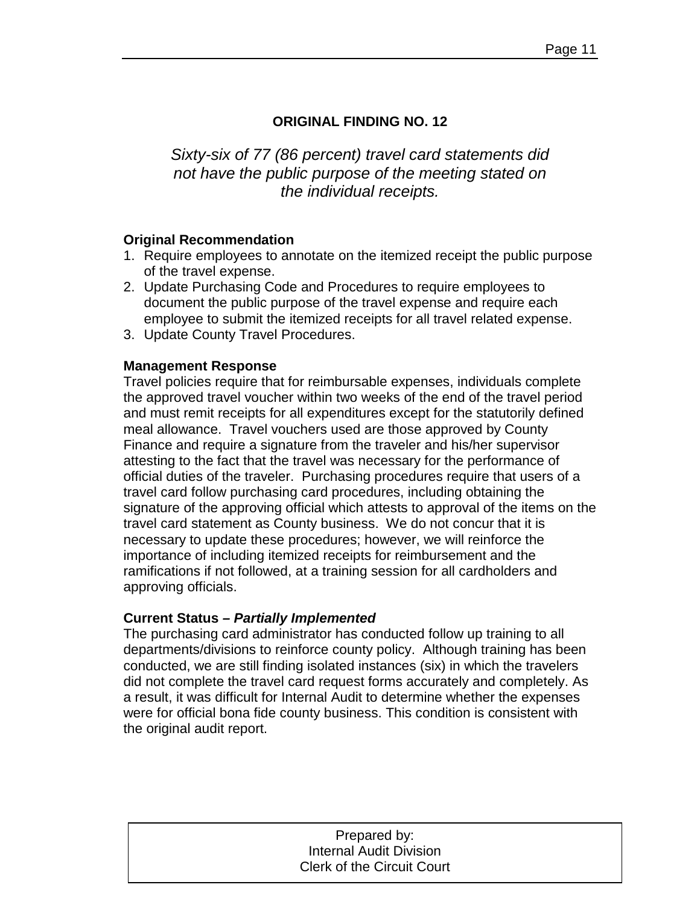## ORIGINAL FINDING NO. 12

*Sixty-six of 77 (86 percent) travel card statements did not have the public purpose of the meeting stated on the individual receipts.*

**Original Recommendation**

1. Require employees to annotate on the itemized receipt the public purpose of the travel expense.
2. Update Purchasing Code and Procedures to require employees to document the public purpose of the travel expense and require each employee to submit the itemized receipts for all travel related expense.
3. Update County Travel Procedures.

**Management Response**

Travel policies require that for reimbursable expenses, individuals complete the approved travel voucher within two weeks of the end of the travel period and must remit receipts for all expenditures except for the statutorily defined meal allowance. Travel vouchers used are those approved by County Finance and require a signature from the traveler and his/her supervisor attesting to the fact that the travel was necessary for the performance of official duties of the traveler. Purchasing procedures require that users of a travel card follow purchasing card procedures, including obtaining the signature of the approving official which attests to approval of the items on the travel card statement as County business. We do not concur that it is necessary to update these procedures; however, we will reinforce the importance of including itemized receipts for reimbursement and the ramifications if not followed, at a training session for all cardholders and approving officials.

**Current Status – *Partially Implemented***

The purchasing card administrator has conducted follow up training to all departments/divisions to reinforce county policy. Although training has been conducted, we are still finding isolated instances (six) in which the travelers did not complete the travel card request forms accurately and completely. As a result, it was difficult for Internal Audit to determine whether the expenses were for official bona fide county business. This condition is consistent with the original audit report.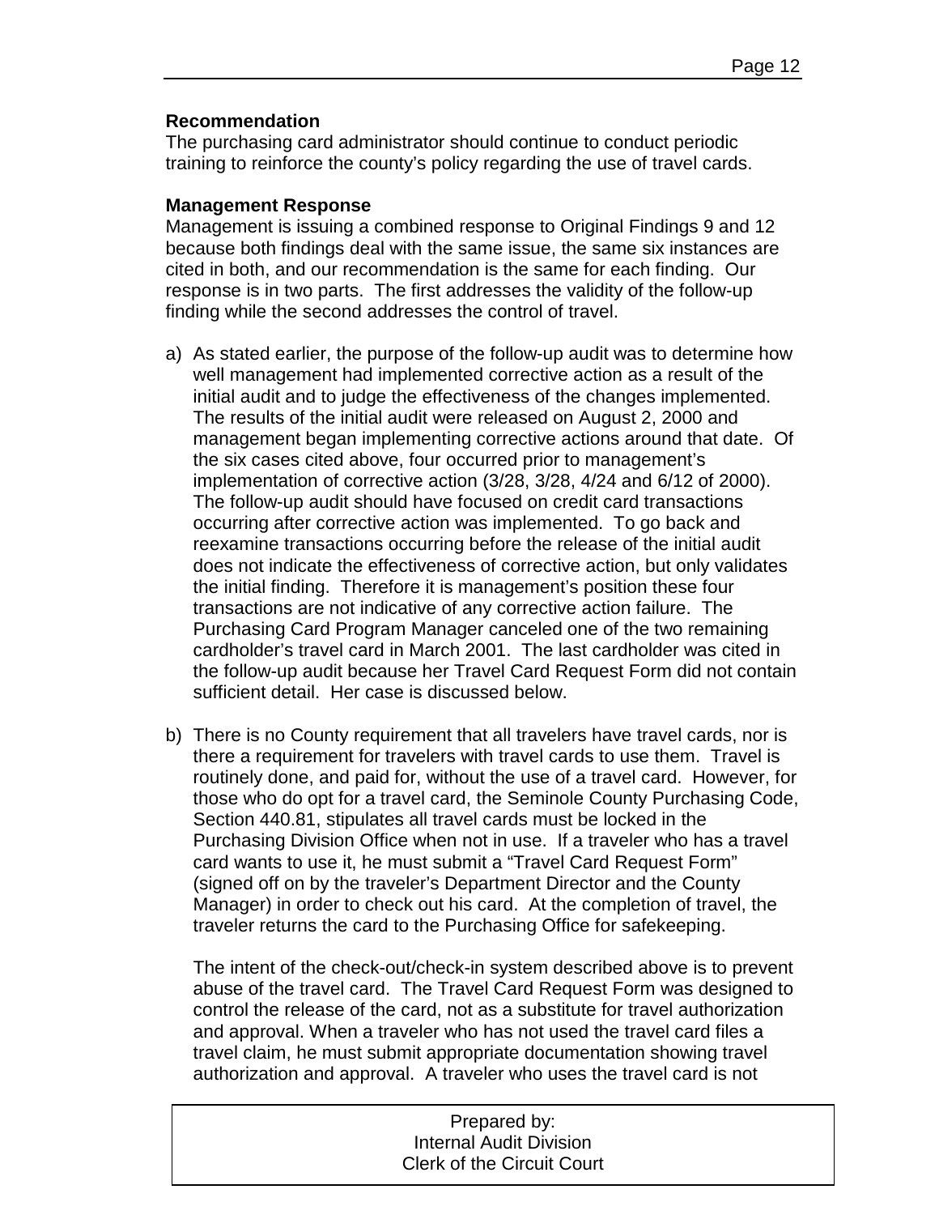**Recommendation**

The purchasing card administrator should continue to conduct periodic training to reinforce the county's policy regarding the use of travel cards.

**Management Response**

Management is issuing a combined response to Original Findings 9 and 12 because both findings deal with the same issue, the same six instances are cited in both, and our recommendation is the same for each finding. Our response is in two parts. The first addresses the validity of the follow-up finding while the second addresses the control of travel.

a) As stated earlier, the purpose of the follow-up audit was to determine how well management had implemented corrective action as a result of the initial audit and to judge the effectiveness of the changes implemented. The results of the initial audit were released on August 2, 2000 and management began implementing corrective actions around that date. Of the six cases cited above, four occurred prior to management's implementation of corrective action (3/28, 3/28, 4/24 and 6/12 of 2000). The follow-up audit should have focused on credit card transactions occurring after corrective action was implemented. To go back and reexamine transactions occurring before the release of the initial audit does not indicate the effectiveness of corrective action, but only validates the initial finding. Therefore it is management's position these four transactions are not indicative of any corrective action failure. The Purchasing Card Program Manager canceled one of the two remaining cardholder's travel card in March 2001. The last cardholder was cited in the follow-up audit because her Travel Card Request Form did not contain sufficient detail. Her case is discussed below.

b) There is no County requirement that all travelers have travel cards, nor is there a requirement for travelers with travel cards to use them. Travel is routinely done, and paid for, without the use of a travel card. However, for those who do opt for a travel card, the Seminole County Purchasing Code, Section 440.81, stipulates all travel cards must be locked in the Purchasing Division Office when not in use. If a traveler who has a travel card wants to use it, he must submit a "Travel Card Request Form" (signed off on by the traveler's Department Director and the County Manager) in order to check out his card. At the completion of travel, the traveler returns the card to the Purchasing Office for safekeeping.

   The intent of the check-out/check-in system described above is to prevent abuse of the travel card. The Travel Card Request Form was designed to control the release of the card, not as a substitute for travel authorization and approval. When a traveler who has not used the travel card files a travel claim, he must submit appropriate documentation showing travel authorization and approval. A traveler who uses the travel card is not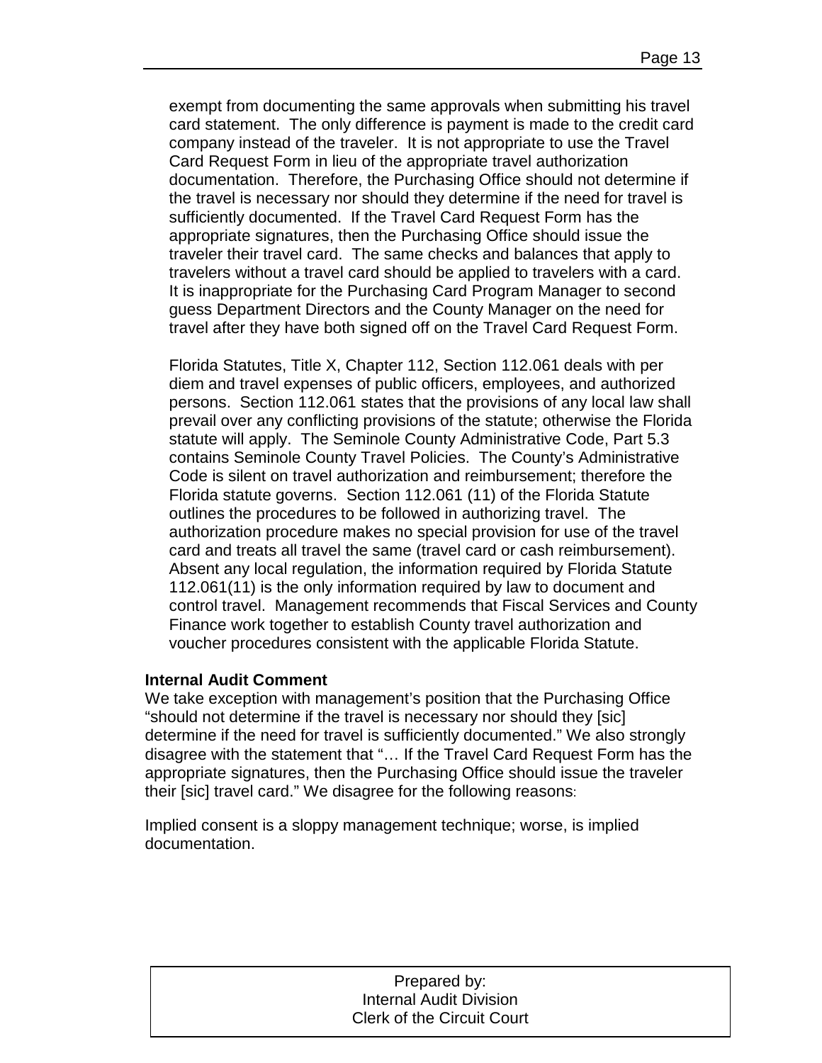exempt from documenting the same approvals when submitting his travel card statement. The only difference is payment is made to the credit card company instead of the traveler. It is not appropriate to use the Travel Card Request Form in lieu of the appropriate travel authorization documentation. Therefore, the Purchasing Office should not determine if the travel is necessary nor should they determine if the need for travel is sufficiently documented. If the Travel Card Request Form has the appropriate signatures, then the Purchasing Office should issue the traveler their travel card. The same checks and balances that apply to travelers without a travel card should be applied to travelers with a card. It is inappropriate for the Purchasing Card Program Manager to second guess Department Directors and the County Manager on the need for travel after they have both signed off on the Travel Card Request Form.

Florida Statutes, Title X, Chapter 112, Section 112.061 deals with per diem and travel expenses of public officers, employees, and authorized persons. Section 112.061 states that the provisions of any local law shall prevail over any conflicting provisions of the statute; otherwise the Florida statute will apply. The Seminole County Administrative Code, Part 5.3 contains Seminole County Travel Policies. The County's Administrative Code is silent on travel authorization and reimbursement; therefore the Florida statute governs. Section 112.061 (11) of the Florida Statute outlines the procedures to be followed in authorizing travel. The authorization procedure makes no special provision for use of the travel card and treats all travel the same (travel card or cash reimbursement). Absent any local regulation, the information required by Florida Statute 112.061(11) is the only information required by law to document and control travel. Management recommends that Fiscal Services and County Finance work together to establish County travel authorization and voucher procedures consistent with the applicable Florida Statute.

**Internal Audit Comment**

We take exception with management's position that the Purchasing Office "should not determine if the travel is necessary nor should they [sic] determine if the need for travel is sufficiently documented." We also strongly disagree with the statement that "… If the Travel Card Request Form has the appropriate signatures, then the Purchasing Office should issue the traveler their [sic] travel card." We disagree for the following reasons:

Implied consent is a sloppy management technique; worse, is implied documentation.

Prepared by:
Internal Audit Division
Clerk of the Circuit Court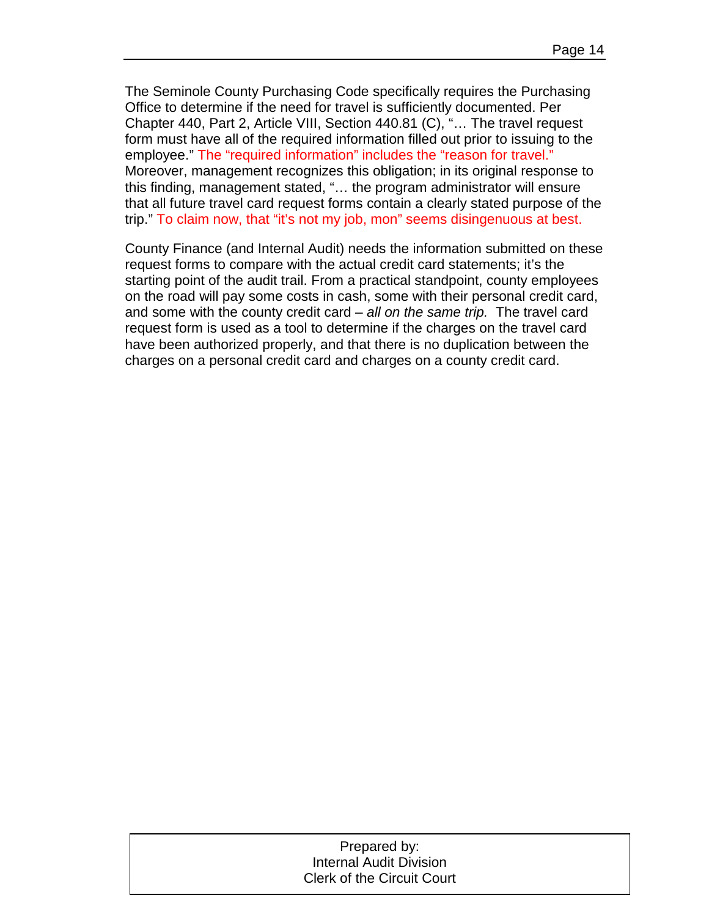The Seminole County Purchasing Code specifically requires the Purchasing Office to determine if the need for travel is sufficiently documented. Per Chapter 440, Part 2, Article VIII, Section 440.81 (C), "… The travel request form must have all of the required information filled out prior to issuing to the employee." The "required information" includes the "reason for travel." Moreover, management recognizes this obligation; in its original response to this finding, management stated, "… the program administrator will ensure that all future travel card request forms contain a clearly stated purpose of the trip." To claim now, that "it's not my job, mon" seems disingenuous at best.

County Finance (and Internal Audit) needs the information submitted on these request forms to compare with the actual credit card statements; it's the starting point of the audit trail. From a practical standpoint, county employees on the road will pay some costs in cash, some with their personal credit card, and some with the county credit card – *all on the same trip.* The travel card request form is used as a tool to determine if the charges on the travel card have been authorized properly, and that there is no duplication between the charges on a personal credit card and charges on a county credit card.